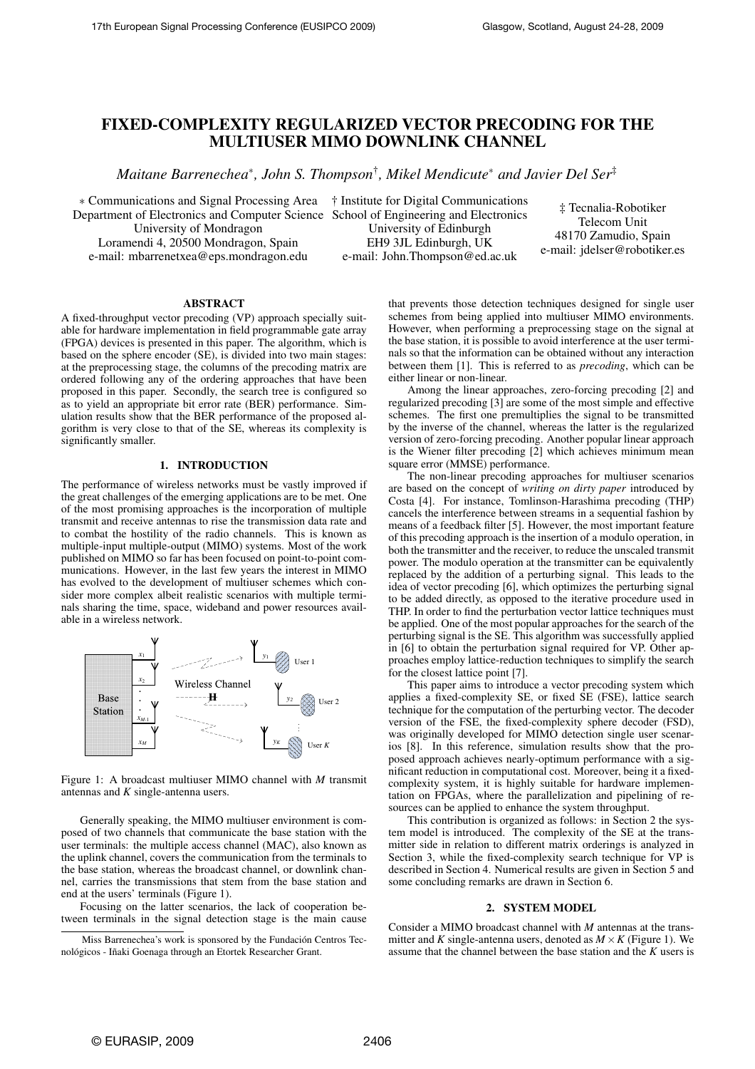# FIXED-COMPLEXITY REGULARIZED VECTOR PRECODING FOR THE MULTIUSER MIMO DOWNLINK CHANNEL

*Maitane Barrenechea*[*], *John S. Thompson*[†], *Mikel Mendicute*[*] *and Javier Del Ser*[‡]

[*] Communications and Signal Processing Area
Department of Electronics and Computer Science
University of Mondragon
Loramendi 4, 20500 Mondragon, Spain
e-mail: mbarrenetxea@eps.mondragon.edu

[†] Institute for Digital Communications
School of Engineering and Electronics
University of Edinburgh
EH9 3JL Edinburgh, UK
e-mail: John.Thompson@ed.ac.uk

[‡] Tecnalia-Robotiker
Telecom Unit
48170 Zamudio, Spain
e-mail: jdelser@robotiker.es

## ABSTRACT

A fixed-throughput vector precoding (VP) approach specially suitable for hardware implementation in field programmable gate array (FPGA) devices is presented in this paper. The algorithm, which is based on the sphere encoder (SE), is divided into two main stages: at the preprocessing stage, the columns of the precoding matrix are ordered following any of the ordering approaches that have been proposed in this paper. Secondly, the search tree is configured so as to yield an appropriate bit error rate (BER) performance. Simulation results show that the BER performance of the proposed algorithm is very close to that of the SE, whereas its complexity is significantly smaller.

## 1. INTRODUCTION

The performance of wireless networks must be vastly improved if the great challenges of the emerging applications are to be met. One of the most promising approaches is the incorporation of multiple transmit and receive antennas to rise the transmission data rate and to combat the hostility of the radio channels. This is known as multiple-input multiple-output (MIMO) systems. Most of the work published on MIMO so far has been focused on point-to-point communications. However, in the last few years the interest in MIMO has evolved to the development of multiuser schemes which consider more complex albeit realistic scenarios with multiple terminals sharing the time, space, wideband and power resources available in a wireless network.

Figure 1: A broadcast multiuser MIMO channel with $M$ transmit antennas and $K$ single-antenna users.

Generally speaking, the MIMO multiuser environment is composed of two channels that communicate the base station with the user terminals: the multiple access channel (MAC), also known as the uplink channel, covers the communication from the terminals to the base station, whereas the broadcast channel, or downlink channel, carries the transmissions that stem from the base station and end at the users' terminals (Figure 1).

Focusing on the latter scenarios, the lack of cooperation between terminals in the signal detection stage is the main cause that prevents those detection techniques designed for single user schemes from being applied into multiuser MIMO environments. However, when performing a preprocessing stage on the signal at the base station, it is possible to avoid interference at the user terminals so that the information can be obtained without any interaction between them [1]. This is referred to as *precoding*, which can be either linear or non-linear.

Among the linear approaches, zero-forcing precoding [2] and regularized precoding [3] are some of the most simple and effective schemes. The first one premultiplies the signal to be transmitted by the inverse of the channel, whereas the latter is the regularized version of zero-forcing precoding. Another popular linear approach is the Wiener filter precoding [2] which achieves minimum mean square error (MMSE) performance.

The non-linear precoding approaches for multiuser scenarios are based on the concept of *writing on dirty paper* introduced by Costa [4]. For instance, Tomlinson-Harashima precoding (THP) cancels the interference between streams in a sequential fashion by means of a feedback filter [5]. However, the most important feature of this precoding approach is the insertion of a modulo operation, in both the transmitter and the receiver, to reduce the unscaled transmit power. The modulo operation at the transmitter can be equivalently replaced by the addition of a perturbing signal. This leads to the idea of vector precoding [6], which optimizes the perturbing signal to be added directly, as opposed to the iterative procedure used in THP. In order to find the perturbation vector lattice techniques must be applied. One of the most popular approaches for the search of the perturbing signal is the SE. This algorithm was successfully applied in [6] to obtain the perturbation signal required for VP. Other approaches employ lattice-reduction techniques to simplify the search for the closest lattice point [7].

This paper aims to introduce a vector precoding system which applies a fixed-complexity SE, or fixed SE (FSE), lattice search technique for the computation of the perturbing vector. The decoder version of the FSE, the fixed-complexity sphere decoder (FSD), was originally developed for MIMO detection single user scenarios [8]. In this reference, simulation results show that the proposed approach achieves nearly-optimum performance with a significant reduction in computational cost. Moreover, being it a fixed-complexity system, it is highly suitable for hardware implementation on FPGAs, where the parallelization and pipelining of resources can be applied to enhance the system throughput.

This contribution is organized as follows: in Section 2 the system model is introduced. The complexity of the SE at the transmitter side in relation to different matrix orderings is analyzed in Section 3, while the fixed-complexity search technique for VP is described in Section 4. Numerical results are given in Section 5 and some concluding remarks are drawn in Section 6.

## 2. SYSTEM MODEL

Consider a MIMO broadcast channel with $M$ antennas at the transmitter and $K$ single-antenna users, denoted as $M \times K$ (Figure 1). We assume that the channel between the base station and the $K$ users is

Miss Barrenechea's work is sponsored by the Fundación Centros Tecnológicos - Iñaki Goenaga through an Etortek Researcher Grant.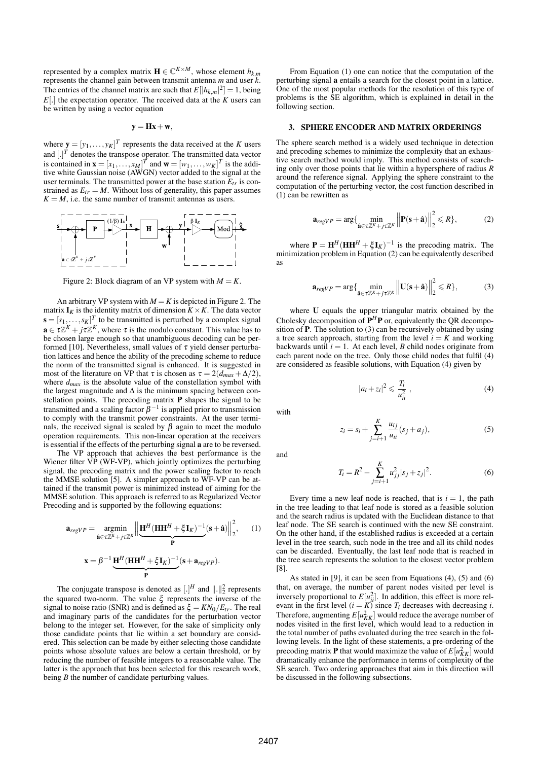represented by a complex matrix $\mathbf{H} \in \mathbb{C}^{K \times M}$, whose element $h_{k,m}$ represents the channel gain between transmit antenna $m$ and user $k$. The entries of the channel matrix are such that $E[|h_{k,m}|^2] = 1$, being $E[.]$ the expectation operator. The received data at the $K$ users can be written by using a vector equation

$$\mathbf{y} = \mathbf{H}\mathbf{x} + \mathbf{w},$$

where $\mathbf{y} = [y_1, \ldots, y_K]^T$ represents the data received at the $K$ users and $[.]^T$ denotes the transpose operator. The transmitted data vector is contained in $\mathbf{x} = [x_1, \ldots, x_M]^T$ and $\mathbf{w} = [w_1, \ldots, w_K]^T$ is the additive white Gaussian noise (AWGN) vector added to the signal at the user terminals. The transmitted power at the base station $E_{tr}$ is constrained as $E_{tr} = M$. Without loss of generality, this paper assumes $K = M$, i.e. the same number of transmit antennas as users.

Figure 2: Block diagram of an VP system with $M = K$.

An arbitrary VP system with $M = K$ is depicted in Figure 2. The matrix $\mathbf{I}_K$ is the identity matrix of dimension $K \times K$. The data vector $\mathbf{s} = [s_1, \ldots, s_K]^T$ to be transmitted is perturbed by a complex signal $\mathbf{a} \in \tau\mathbb{Z}^K + j\tau\mathbb{Z}^K$, where $\tau$ is the modulo constant. This value has to be chosen large enough so that unambiguous decoding can be performed [10]. Nevertheless, small values of $\tau$ yield denser perturbation lattices and hence the ability of the precoding scheme to reduce the norm of the transmitted signal is enhanced. It is suggested in most of the literature on VP that $\tau$ is chosen as $\tau = 2(d_{max} + \Delta/2)$, where $d_{max}$ is the absolute value of the constellation symbol with the largest magnitude and $\Delta$ is the minimum spacing between constellation points. The precoding matrix $\mathbf{P}$ shapes the signal to be transmitted and a scaling factor $\beta^{-1}$ is applied prior to transmission to comply with the transmit power constraints. At the user terminals, the received signal is scaled by $\beta$ again to meet the modulo operation requirements. This non-linear operation at the receivers is essential if the effects of the perturbing signal $\mathbf{a}$ are to be reversed.

The VP approach that achieves the best performance is the Wiener filter VP (WF-VP), which jointly optimizes the perturbing signal, the precoding matrix and the power scaling factor to reach the MMSE solution [5]. A simpler approach to WF-VP can be attained if the transmit power is minimized instead of aiming for the MMSE solution. This approach is referred to as Regularized Vector Precoding and is supported by the following equations:

$$\mathbf{a}_{regVP} = \underset{\hat{\mathbf{a}} \in \tau\mathbb{Z}^K + j\tau\mathbb{Z}^K}{\operatorname{argmin}} \left\| \underbrace{\mathbf{H}^H(\mathbf{H}\mathbf{H}^H + \xi\mathbf{I}_K)^{-1}}_{\mathbf{P}}(\mathbf{s} + \hat{\mathbf{a}}) \right\|_2^2, \quad (1)$$

$$\mathbf{x} = \beta^{-1} \underbrace{\mathbf{H}^H(\mathbf{H}\mathbf{H}^H + \xi\mathbf{I}_K)^{-1}}_{\mathbf{P}}(\mathbf{s} + \mathbf{a}_{regVP}).$$

The conjugate transpose is denoted as $[.]^H$ and $\|.\|_2^2$ represents the squared two-norm. The value $\xi$ represents the inverse of the signal to noise ratio (SNR) and is defined as $\xi = KN_0/E_{tr}$. The real and imaginary parts of the candidates for the perturbation vector belong to the integer set. However, for the sake of simplicity only those candidate points that lie within a set boundary are considered. This selection can be made by either selecting those candidate points whose absolute values are below a certain threshold, or by reducing the number of feasible integers to a reasonable value. The latter is the approach that has been selected for this research work, being $B$ the number of candidate perturbing values.

From Equation (1) one can notice that the computation of the perturbing signal $\mathbf{a}$ entails a search for the closest point in a lattice. One of the most popular methods for the resolution of this type of problems is the SE algorithm, which is explained in detail in the following section.

## 3. SPHERE ENCODER AND MATRIX ORDERINGS

The sphere search method is a widely used technique in detection and precoding schemes to minimize the complexity that an exhaustive search method would imply. This method consists of searching only over those points that lie within a hypersphere of radius $R$ around the reference signal. Applying the sphere constraint to the computation of the perturbing vector, the cost function described in (1) can be rewritten as

$$\mathbf{a}_{regVP} = \arg\{ \min_{\hat{\mathbf{a}} \in \tau\mathbb{Z}^K + j\tau\mathbb{Z}^K} \left\| \mathbf{P}(\mathbf{s} + \hat{\mathbf{a}}) \right\|_2^2 \leqslant R \}, \quad (2)$$

where $\mathbf{P} = \mathbf{H}^H(\mathbf{H}\mathbf{H}^H + \xi\mathbf{I}_K)^{-1}$ is the precoding matrix. The minimization problem in Equation (2) can be equivalently described as

$$\mathbf{a}_{regVP} = \arg\{ \min_{\hat{\mathbf{a}} \in \tau\mathbb{Z}^K + j\tau\mathbb{Z}^K} \left\| \mathbf{U}(\mathbf{s} + \hat{\mathbf{a}}) \right\|_2^2 \leqslant R \}, \quad (3)$$

where $\mathbf{U}$ equals the upper triangular matrix obtained by the Cholesky decomposition of $\mathbf{P}^H\mathbf{P}$ or, equivalently the QR decomposition of $\mathbf{P}$. The solution to (3) can be recursively obtained by using a tree search approach, starting from the level $i = K$ and working backwards until $i = 1$. At each level, $B$ child nodes originate from each parent node on the tree. Only those child nodes that fulfil (4) are considered as feasible solutions, with Equation (4) given by

$$|a_i + z_i|^2 \leqslant \frac{T_i}{u_{ii}^2}, \quad (4)$$

with

$$z_i = s_i + \sum_{j=i+1}^{K} \frac{u_{ij}}{u_{ii}}(s_j + a_j), \quad (5)$$

and

$$T_i = R^2 - \sum_{j=i+1}^{K} u_{jj}^2 |s_j + z_j|^2. \quad (6)$$

Every time a new leaf node is reached, that is $i = 1$, the path in the tree leading to that leaf node is stored as a feasible solution and the search radius is updated with the Euclidean distance to that leaf node. The SE search is continued with the new SE constraint. On the other hand, if the established radius is exceeded at a certain level in the tree search, such node in the tree and all its child nodes can be discarded. Eventually, the last leaf node that is reached in the tree search represents the solution to the closest vector problem [8].

As stated in [9], it can be seen from Equations (4), (5) and (6) that, on average, the number of parent nodes visited per level is inversely proportional to $E[u_{ii}^2]$. In addition, this effect is more relevant in the first level ($i = K$) since $T_i$ decreases with decreasing $i$. Therefore, augmenting $E[u_{KK}^2]$ would reduce the average number of nodes visited in the first level, which would lead to a reduction in the total number of paths evaluated during the tree search in the following levels. In the light of these statements, a pre-ordering of the precoding matrix $\mathbf{P}$ that would maximize the value of $E[u_{KK}^2]$ would dramatically enhance the performance in terms of complexity of the SE search. Two ordering approaches that aim in this direction will be discussed in the following subsections.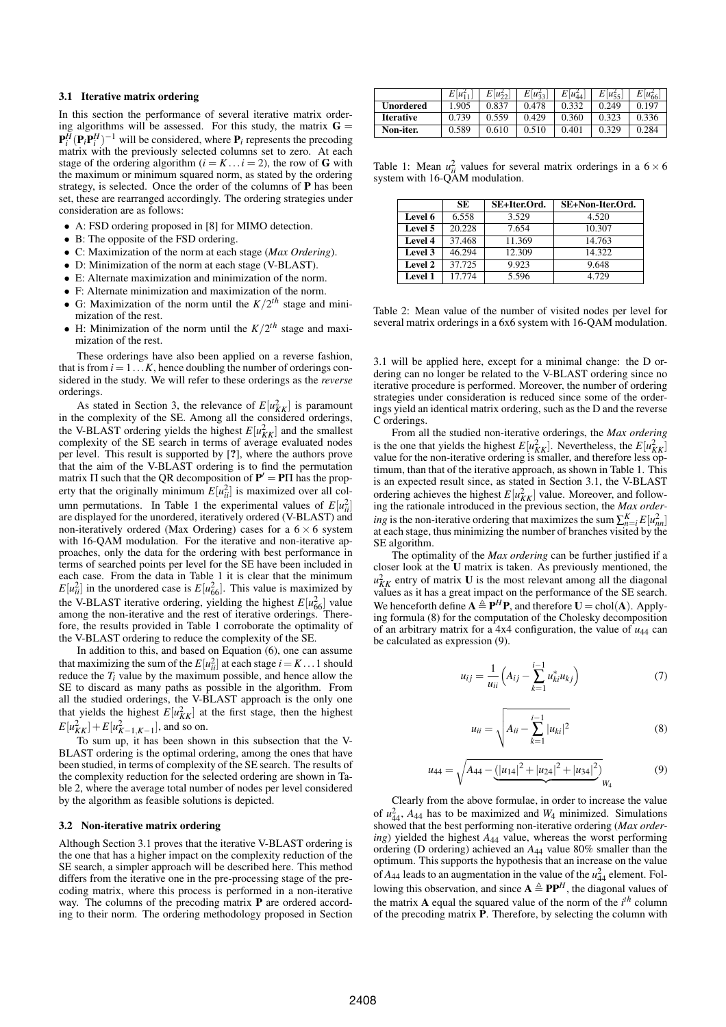### 3.1 Iterative matrix ordering

In this section the performance of several iterative matrix ordering algorithms will be assessed. For this study, the matrix $\mathbf{G} = \mathbf{P}_i^H(\mathbf{P}_i\mathbf{P}_i^H)^{-1}$ will be considered, where $\mathbf{P}_i$ represents the precoding matrix with the previously selected columns set to zero. At each stage of the ordering algorithm ($i = K \ldots i = 2$), the row of $\mathbf{G}$ with the maximum or minimum squared norm, as stated by the ordering strategy, is selected. Once the order of the columns of $\mathbf{P}$ has been set, these are rearranged accordingly. The ordering strategies under consideration are as follows:

- A: FSD ordering proposed in [8] for MIMO detection.
- B: The opposite of the FSD ordering.
- C: Maximization of the norm at each stage (*Max Ordering*).
- D: Minimization of the norm at each stage (V-BLAST).
- E: Alternate maximization and minimization of the norm.
- F: Alternate minimization and maximization of the norm.
- G: Maximization of the norm until the $K/2^{th}$ stage and minimization of the rest.
- H: Minimization of the norm until the $K/2^{th}$ stage and maximization of the rest.

These orderings have also been applied on a reverse fashion, that is from $i = 1 \ldots K$, hence doubling the number of orderings considered in the study. We will refer to these orderings as the *reverse* orderings.

As stated in Section 3, the relevance of $E[u_{KK}^2]$ is paramount in the complexity of the SE. Among all the considered orderings, the V-BLAST ordering yields the highest $E[u_{KK}^2]$ and the smallest complexity of the SE search in terms of average evaluated nodes per level. This result is supported by [?], where the authors prove that the aim of the V-BLAST ordering is to find the permutation matrix $\Pi$ such that the QR decomposition of $\mathbf{P}' = \mathbf{P}\Pi$ has the property that the originally minimum $E[u_{ii}^2]$ is maximized over all column permutations. In Table 1 the experimental values of $E[u_{ii}^2]$ are displayed for the unordered, iteratively ordered (V-BLAST) and non-iteratively ordered (Max Ordering) cases for a $6 \times 6$ system with 16-QAM modulation. For the iterative and non-iterative approaches, only the data for the ordering with best performance in terms of searched points per level for the SE have been included in each case. From the data in Table 1 it is clear that the minimum $E[u_{ii}^2]$ in the unordered case is $E[u_{66}^2]$. This value is maximized by the V-BLAST iterative ordering, yielding the highest $E[u_{66}^2]$ value among the non-iterative and the rest of iterative orderings. Therefore, the results provided in Table 1 corroborate the optimality of the V-BLAST ordering to reduce the complexity of the SE.

In addition to this, and based on Equation (6), one can assume that maximizing the sum of the $E[u_{ii}^2]$ at each stage $i = K \ldots 1$ should reduce the $T_i$ value by the maximum possible, and hence allow the SE to discard as many paths as possible in the algorithm. From all the studied orderings, the V-BLAST approach is the only one that yields the highest $E[u_{KK}^2]$ at the first stage, then the highest $E[u_{KK}^2] + E[u_{K-1,K-1}^2]$, and so on.

To sum up, it has been shown in this subsection that the V-BLAST ordering is the optimal ordering, among the ones that have been studied, in terms of complexity of the SE search. The results of the complexity reduction for the selected ordering are shown in Table 2, where the average total number of nodes per level considered by the algorithm as feasible solutions is depicted.

|  | $E[u_{11}^2]$ | $E[u_{22}^2]$ | $E[u_{33}^2]$ | $E[u_{44}^2]$ | $E[u_{55}^2]$ | $E[u_{66}^2]$ |
|---|---|---|---|---|---|---|
| **Unordered** | 1.905 | 0.837 | 0.478 | 0.332 | 0.249 | 0.197 |
| **Iterative** | 0.739 | 0.559 | 0.429 | 0.360 | 0.323 | 0.336 |
| **Non-iter.** | 0.589 | 0.610 | 0.510 | 0.401 | 0.329 | 0.284 |

Table 1: Mean $u_{ii}^2$ values for several matrix orderings in a $6 \times 6$ system with 16-QAM modulation.

|  | SE | SE+Iter.Ord. | SE+Non-Iter.Ord. |
|---|---|---|---|
| **Level 6** | 6.558 | 3.529 | 4.520 |
| **Level 5** | 20.228 | 7.654 | 10.307 |
| **Level 4** | 37.468 | 11.369 | 14.763 |
| **Level 3** | 46.294 | 12.309 | 14.322 |
| **Level 2** | 37.725 | 9.923 | 9.648 |
| **Level 1** | 17.774 | 5.596 | 4.729 |

Table 2: Mean value of the number of visited nodes per level for several matrix orderings in a 6x6 system with 16-QAM modulation.

### 3.2 Non-iterative matrix ordering

Although Section 3.1 proves that the iterative V-BLAST ordering is the one that has a higher impact on the complexity reduction of the SE search, a simpler approach will be described here. This method differs from the iterative one in the pre-processing stage of the precoding matrix, where this process is performed in a non-iterative way. The columns of the precoding matrix $\mathbf{P}$ are ordered according to their norm. The ordering methodology proposed in Section 3.1 will be applied here, except for a minimal change: the D ordering can no longer be related to the V-BLAST ordering since no iterative procedure is performed. Moreover, the number of ordering strategies under consideration is reduced since some of the orderings yield an identical matrix ordering, such as the D and the reverse C orderings.

From all the studied non-iterative orderings, the *Max ordering* is the one that yields the highest $E[u_{KK}^2]$. Nevertheless, the $E[u_{KK}^2]$ value for the non-iterative ordering is smaller, and therefore less optimum, than that of the iterative approach, as shown in Table 1. This is an expected result since, as stated in Section 3.1, the V-BLAST ordering achieves the highest $E[u_{KK}^2]$ value. Moreover, and following the rationale introduced in the previous section, the *Max ordering* is the non-iterative ordering that maximizes the sum $\sum_{n=i}^{K} E[u_{nn}^2]$ at each stage, thus minimizing the number of branches visited by the SE algorithm.

The optimality of the *Max ordering* can be further justified if a closer look at the $\mathbf{U}$ matrix is taken. As previously mentioned, the $u_{KK}^2$ entry of matrix $\mathbf{U}$ is the most relevant among all the diagonal values as it has a great impact on the performance of the SE search. We henceforth define $\mathbf{A} \triangleq \mathbf{P}^H\mathbf{P}$, and therefore $\mathbf{U} = \text{chol}(\mathbf{A})$. Applying formula (8) for the computation of the Cholesky decomposition of an arbitrary matrix for a 4x4 configuration, the value of $u_{44}$ can be calculated as expression (9).

$$u_{ij} = \frac{1}{u_{ii}}\Big(A_{ij} - \sum_{k=1}^{i-1} u_{ki}^* u_{kj}\Big) \tag{7}$$

$$u_{ii} = \sqrt{A_{ii} - \sum_{k=1}^{i-1} |u_{ki}|^2} \tag{8}$$

$$u_{44} = \sqrt{A_{44} - \underbrace{(|u_{14}|^2 + |u_{24}|^2 + |u_{34}|^2)}_{W_4}} \tag{9}$$

Clearly from the above formulae, in order to increase the value of $u_{44}^2$, $A_{44}$ has to be maximized and $W_4$ minimized. Simulations showed that the best performing non-iterative ordering (*Max ordering*) yielded the highest $A_{44}$ value, whereas the worst performing ordering (D ordering) achieved an $A_{44}$ value 80% smaller than the optimum. This supports the hypothesis that an increase on the value of $A_{44}$ leads to an augmentation in the value of the $u_{44}^2$ element. Following this observation, and since $\mathbf{A} \triangleq \mathbf{P}\mathbf{P}^H$, the diagonal values of the matrix $\mathbf{A}$ equal the squared value of the norm of the $i^{th}$ column of the precoding matrix $\mathbf{P}$. Therefore, by selecting the column with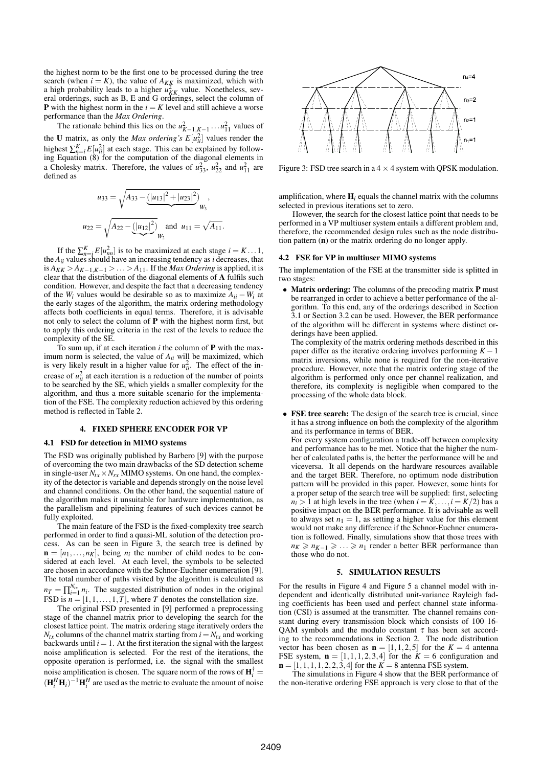the highest norm to be the first one to be processed during the tree search (when $i = K$), the value of $A_{KK}$ is maximized, which with a high probability leads to a higher $u_{KK}^2$ value. Nonetheless, several orderings, such as B, E and G orderings, select the column of $\mathbf{P}$ with the highest norm in the $i = K$ level and still achieve a worse performance than the *Max Ordering*.

The rationale behind this lies on the $u_{K-1,K-1}^2 \dots u_{11}^2$ values of the $\mathbf{U}$ matrix, as only the *Max ordering's* $E[u_{ii}^2]$ values render the highest $\sum_{n=i}^{K} E[u_{ii}^2]$ at each stage. This can be explained by following Equation (8) for the computation of the diagonal elements in a Cholesky matrix. Therefore, the values of $u_{33}^2$, $u_{22}^2$ and $u_{11}^2$ are defined as

$$u_{33} = \sqrt{A_{33} - \underbrace{(|u_{13}|^2 + |u_{23}|^2)}_{W_3}},$$

$$u_{22} = \sqrt{A_{22} - \underbrace{(|u_{12}|^2)}_{W_2}} \quad \text{and} \quad u_{11} = \sqrt{A_{11}}.$$

If the $\sum_{n=i}^{K} E[u_{nn}^2]$ is to be maximized at each stage $i = K \dots 1$, the $A_{ii}$ values should have an increasing tendency as $i$ decreases, that is $A_{KK} > A_{K-1,K-1} > \dots > A_{11}$. If the *Max Ordering* is applied, it is clear that the distribution of the diagonal elements of $\mathbf{A}$ fulfils such condition. However, and despite the fact that a decreasing tendency of the $W_i$ values would be desirable so as to maximize $A_{ii} - W_i$ at the early stages of the algorithm, the matrix ordering methodology affects both coefficients in equal terms. Therefore, it is advisable not only to select the column of $\mathbf{P}$ with the highest norm first, but to apply this ordering criteria in the rest of the levels to reduce the complexity of the SE.

To sum up, if at each iteration $i$ the column of $\mathbf{P}$ with the maximum norm is selected, the value of $A_{ii}$ will be maximized, which is very likely result in a higher value for $u_{ii}^2$. The effect of the increase of $u_{ii}^2$ at each iteration is a reduction of the number of points to be searched by the SE, which yields a smaller complexity for the algorithm, and thus a more suitable scenario for the implementation of the FSE. The complexity reduction achieved by this ordering method is reflected in Table 2.

## 4. FIXED SPHERE ENCODER FOR VP

### 4.1 FSD for detection in MIMO systems

The FSD was originally published by Barbero [9] with the purpose of overcoming the two main drawbacks of the SD detection scheme in single-user $N_{tx} \times N_{rx}$ MIMO systems. On one hand, the complexity of the detector is variable and depends strongly on the noise level and channel conditions. On the other hand, the sequential nature of the algorithm makes it unsuitable for hardware implementation, as the parallelism and pipelining features of such devices cannot be fully exploited.

The main feature of the FSD is the fixed-complexity tree search performed in order to find a quasi-ML solution of the detection process. As can be seen in Figure 3, the search tree is defined by $\mathbf{n} = [n_1, \dots, n_K]$, being $n_i$ the number of child nodes to be considered at each level. At each level, the symbols to be selected are chosen in accordance with the Schnor-Euchner enumeration [9]. The total number of paths visited by the algorithm is calculated as $n_T = \prod_{i=1}^{N_{tx}} n_i$. The suggested distribution of nodes in the original FSD is $n = [1, 1, \dots, 1, T]$, where $T$ denotes the constellation size.

The original FSD presented in [9] performed a preprocessing stage of the channel matrix prior to developing the search for the closest lattice point. The matrix ordering stage iteratively orders the $N_{tx}$ columns of the channel matrix starting from $i = N_{tx}$ and working backwards until $i = 1$. At the first iteration the signal with the largest noise amplification is selected. For the rest of the iterations, the opposite operation is performed, i.e. the signal with the smallest noise amplification is chosen. The square norm of the rows of $\mathbf{H}_i^{\dagger} = (\mathbf{H}_i^H \mathbf{H}_i)^{-1} \mathbf{H}_i^H$ are used as the metric to evaluate the amount of noise amplification, where $\mathbf{H}_i$ equals the channel matrix with the columns selected in previous iterations set to zero.

Figure 3: FSD tree search in a $4 \times 4$ system with QPSK modulation.

However, the search for the closest lattice point that needs to be performed in a VP multiuser system entails a different problem and, therefore, the recommended design rules such as the node distribution pattern ($\mathbf{n}$) or the matrix ordering do no longer apply.

### 4.2 FSE for VP in multiuser MIMO systems

The implementation of the FSE at the transmitter side is splitted in two stages:

- **Matrix ordering:** The columns of the precoding matrix $\mathbf{P}$ must be rearranged in order to achieve a better performance of the algorithm. To this end, any of the orderings described in Section 3.1 or Section 3.2 can be used. However, the BER performance of the algorithm will be different in systems where distinct orderings have been applied.
  The complexity of the matrix ordering methods described in this paper differ as the iterative ordering involves performing $K - 1$ matrix inversions, while none is required for the non-iterative procedure. However, note that the matrix ordering stage of the algorithm is performed only once per channel realization, and therefore, its complexity is negligible when compared to the processing of the whole data block.

- **FSE tree search:** The design of the search tree is crucial, since it has a strong influence on both the complexity of the algorithm and its performance in terms of BER.
  For every system configuration a trade-off between complexity and performance has to be met. Notice that the higher the number of calculated paths is, the better the performance will be and viceversa. It all depends on the hardware resources available and the target BER. Therefore, no optimum node distribution pattern will be provided in this paper. However, some hints for a proper setup of the search tree will be supplied: first, selecting $n_i > 1$ at high levels in the tree (when $i = K, \dots, i = K/2$) has a positive impact on the BER performance. It is advisable as well to always set $n_1 = 1$, as setting a higher value for this element would not make any difference if the Schnor-Euchner enumeration is followed. Finally, simulations show that those trees with $n_K \geqslant n_{K-1} \geqslant \dots \geqslant n_1$ render a better BER performance than those who do not.

## 5. SIMULATION RESULTS

For the results in Figure 4 and Figure 5 a channel model with independent and identically distributed unit-variance Rayleigh fading coefficients has been used and perfect channel state information (CSI) is assumed at the transmitter. The channel remains constant during every transmission block which consists of 100 16-QAM symbols and the modulo constant $\tau$ has been set according to the recommendations in Section 2. The node distribution vector has been chosen as $\mathbf{n} = [1, 1, 2, 5]$ for the $K = 4$ antenna FSE system, $\mathbf{n} = [1, 1, 1, 2, 3, 4]$ for the $K = 6$ configuration and $\mathbf{n} = [1, 1, 1, 1, 2, 2, 3, 4]$ for the $K = 8$ antenna FSE system.

The simulations in Figure 4 show that the BER performance of the non-iterative ordering FSE approach is very close to that of the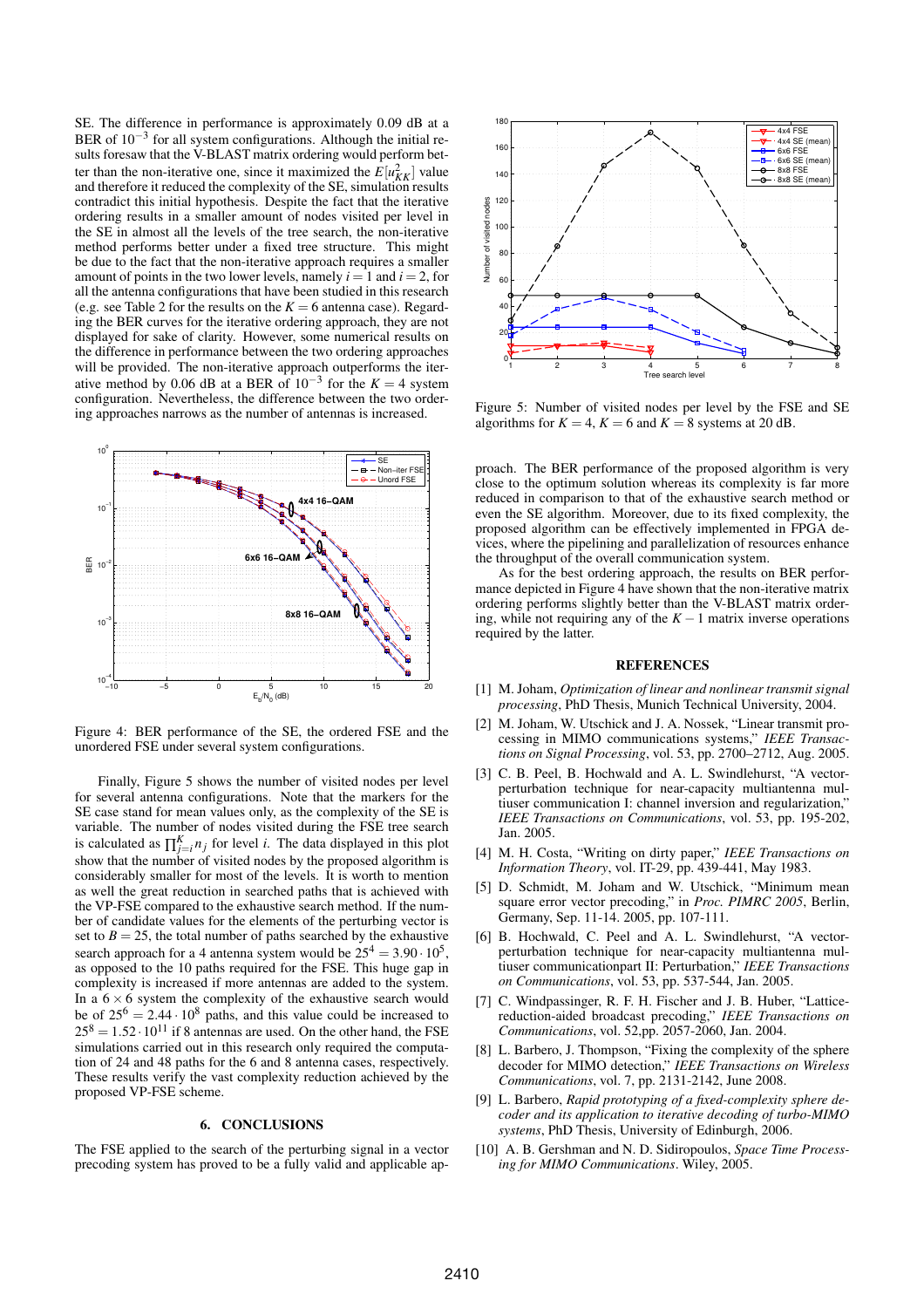SE. The difference in performance is approximately 0.09 dB at a BER of $10^{-3}$ for all system configurations. Although the initial results foresaw that the V-BLAST matrix ordering would perform better than the non-iterative one, since it maximized the $E[u_{KK}^2]$ value and therefore it reduced the complexity of the SE, simulation results contradict this initial hypothesis. Despite the fact that the iterative ordering results in a smaller amount of nodes visited per level in the SE in almost all the levels of the tree search, the non-iterative method performs better under a fixed tree structure. This might be due to the fact that the non-iterative approach requires a smaller amount of points in the two lower levels, namely $i = 1$ and $i = 2$, for all the antenna configurations that have been studied in this research (e.g. see Table 2 for the results on the $K = 6$ antenna case). Regarding the BER curves for the iterative ordering approach, they are not displayed for sake of clarity. However, some numerical results on the difference in performance between the two ordering approaches will be provided. The non-iterative approach outperforms the iterative method by 0.06 dB at a BER of $10^{-3}$ for the $K = 4$ system configuration. Nevertheless, the difference between the two ordering approaches narrows as the number of antennas is increased.

BER
$10^0$
$10^{-1}$
$10^{-2}$
$10^{-3}$
$10^{-4}$
−10 −5 0 5 10 15 20
$E_b/N_0$ (dB)
SE
Non−iter FSE
Unord FSE
4x4 16−QAM
6x6 16−QAM
8x8 16−QAM

Figure 4: BER performance of the SE, the ordered FSE and the unordered FSE under several system configurations.

Finally, Figure 5 shows the number of visited nodes per level for several antenna configurations. Note that the markers for the SE case stand for mean values only, as the complexity of the SE is variable. The number of nodes visited during the FSE tree search is calculated as $\prod_{j=i}^{K} n_j$ for level $i$. The data displayed in this plot show that the number of visited nodes by the proposed algorithm is considerably smaller for most of the levels. It is worth to mention as well the great reduction in searched paths that is achieved with the VP-FSE compared to the exhaustive search method. If the number of candidate values for the elements of the perturbing vector is set to $B = 25$, the total number of paths searched by the exhaustive search approach for a 4 antenna system would be $25^4 = 3.90 \cdot 10^5$, as opposed to the 10 paths required for the FSE. This huge gap in complexity is increased if more antennas are added to the system. In a $6 \times 6$ system the complexity of the exhaustive search would be of $25^6 = 2.44 \cdot 10^8$ paths, and this value could be increased to $25^8 = 1.52 \cdot 10^{11}$ if 8 antennas are used. On the other hand, the FSE simulations carried out in this research only required the computation of 24 and 48 paths for the 6 and 8 antenna cases, respectively. These results verify the vast complexity reduction achieved by the proposed VP-FSE scheme.

Number of visited nodes
0 20 40 60 80 100 120 140 160 180
Tree search level
1 2 3 4 5 6 7 8
4x4 FSE
4x4 SE (mean)
6x6 FSE
6x6 SE (mean)
8x8 FSE
8x8 SE (mean)

Figure 5: Number of visited nodes per level by the FSE and SE algorithms for $K = 4$, $K = 6$ and $K = 8$ systems at 20 dB.

## 6. CONCLUSIONS

The FSE applied to the search of the perturbing signal in a vector precoding system has proved to be a fully valid and applicable approach. The BER performance of the proposed algorithm is very close to the optimum solution whereas its complexity is far more reduced in comparison to that of the exhaustive search method or even the SE algorithm. Moreover, due to its fixed complexity, the proposed algorithm can be effectively implemented in FPGA devices, where the pipelining and parallelization of resources enhance the throughput of the overall communication system.

As for the best ordering approach, the results on BER performance depicted in Figure 4 have shown that the non-iterative matrix ordering performs slightly better than the V-BLAST matrix ordering, while not requiring any of the $K - 1$ matrix inverse operations required by the latter.

## REFERENCES

[1] M. Joham, *Optimization of linear and nonlinear transmit signal processing*, PhD Thesis, Munich Technical University, 2004.

[2] M. Joham, W. Utschick and J. A. Nossek, "Linear transmit processing in MIMO communications systems," *IEEE Transactions on Signal Processing*, vol. 53, pp. 2700–2712, Aug. 2005.

[3] C. B. Peel, B. Hochwald and A. L. Swindlehurst, "A vector-perturbation technique for near-capacity multiantenna multiuser communication I: channel inversion and regularization," *IEEE Transactions on Communications*, vol. 53, pp. 195-202, Jan. 2005.

[4] M. H. Costa, "Writing on dirty paper," *IEEE Transactions on Information Theory*, vol. IT-29, pp. 439-441, May 1983.

[5] D. Schmidt, M. Joham and W. Utschick, "Minimum mean square error vector precoding," in *Proc. PIMRC 2005*, Berlin, Germany, Sep. 11-14. 2005, pp. 107-111.

[6] B. Hochwald, C. Peel and A. L. Swindlehurst, "A vector-perturbation technique for near-capacity multiantenna multiuser communicationpart II: Perturbation," *IEEE Transactions on Communications*, vol. 53, pp. 537-544, Jan. 2005.

[7] C. Windpassinger, R. F. H. Fischer and J. B. Huber, "Lattice-reduction-aided broadcast precoding," *IEEE Transactions on Communications*, vol. 52,pp. 2057-2060, Jan. 2004.

[8] L. Barbero, J. Thompson, "Fixing the complexity of the sphere decoder for MIMO detection," *IEEE Transactions on Wireless Communications*, vol. 7, pp. 2131-2142, June 2008.

[9] L. Barbero, *Rapid prototyping of a fixed-complexity sphere decoder and its application to iterative decoding of turbo-MIMO systems*, PhD Thesis, University of Edinburgh, 2006.

[10] A. B. Gershman and N. D. Sidiropoulos, *Space Time Processing for MIMO Communications*. Wiley, 2005.